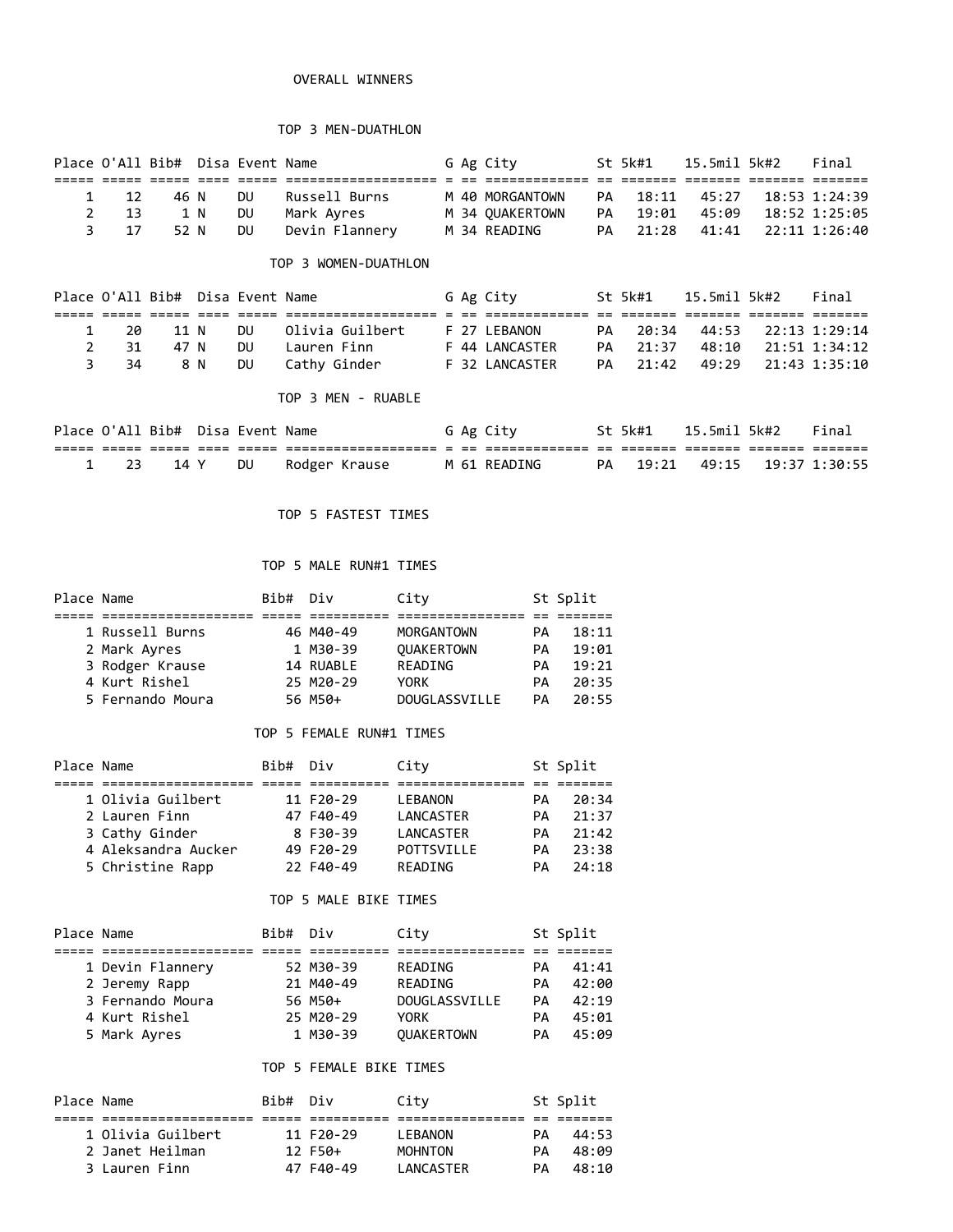# OVERALL WINNERS

## TOP 3 MEN-DUATHLON

| Place | O'All | Bib# | Disa | Event | Name | G | Ag | City | St | 5k#1 | 15.5mil | 5k#2 | Final |
|---|---|---|---|---|---|---|---|---|---|---|---|---|---|
| 1 | 12 | 46 | N | DU | Russell Burns | M | 40 | MORGANTOWN | PA | 18:11 | 45:27 | 18:53 | 1:24:39 |
| 2 | 13 | 1 | N | DU | Mark Ayres | M | 34 | QUAKERTOWN | PA | 19:01 | 45:09 | 18:52 | 1:25:05 |
| 3 | 17 | 52 | N | DU | Devin Flannery | M | 34 | READING | PA | 21:28 | 41:41 | 22:11 | 1:26:40 |

## TOP 3 WOMEN-DUATHLON

| Place | O'All | Bib# | Disa | Event | Name | G | Ag | City | St | 5k#1 | 15.5mil | 5k#2 | Final |
|---|---|---|---|---|---|---|---|---|---|---|---|---|---|
| 1 | 20 | 11 | N | DU | Olivia Guilbert | F | 27 | LEBANON | PA | 20:34 | 44:53 | 22:13 | 1:29:14 |
| 2 | 31 | 47 | N | DU | Lauren Finn | F | 44 | LANCASTER | PA | 21:37 | 48:10 | 21:51 | 1:34:12 |
| 3 | 34 | 8 | N | DU | Cathy Ginder | F | 32 | LANCASTER | PA | 21:42 | 49:29 | 21:43 | 1:35:10 |

## TOP 3 MEN - RUABLE

| Place | O'All | Bib# | Disa | Event | Name | G | Ag | City | St | 5k#1 | 15.5mil | 5k#2 | Final |
|---|---|---|---|---|---|---|---|---|---|---|---|---|---|
| 1 | 23 | 14 | Y | DU | Rodger Krause | M | 61 | READING | PA | 19:21 | 49:15 | 19:37 | 1:30:55 |

# TOP 5 FASTEST TIMES

## TOP 5 MALE RUN#1 TIMES

| Place | Name | Bib# | Div | City | St | Split |
|---|---|---|---|---|---|---|
| 1 | Russell Burns | 46 | M40-49 | MORGANTOWN | PA | 18:11 |
| 2 | Mark Ayres | 1 | M30-39 | QUAKERTOWN | PA | 19:01 |
| 3 | Rodger Krause | 14 | RUABLE | READING | PA | 19:21 |
| 4 | Kurt Rishel | 25 | M20-29 | YORK | PA | 20:35 |
| 5 | Fernando Moura | 56 | M50+ | DOUGLASSVILLE | PA | 20:55 |

## TOP 5 FEMALE RUN#1 TIMES

| Place | Name | Bib# | Div | City | St | Split |
|---|---|---|---|---|---|---|
| 1 | Olivia Guilbert | 11 | F20-29 | LEBANON | PA | 20:34 |
| 2 | Lauren Finn | 47 | F40-49 | LANCASTER | PA | 21:37 |
| 3 | Cathy Ginder | 8 | F30-39 | LANCASTER | PA | 21:42 |
| 4 | Aleksandra Aucker | 49 | F20-29 | POTTSVILLE | PA | 23:38 |
| 5 | Christine Rapp | 22 | F40-49 | READING | PA | 24:18 |

## TOP 5 MALE BIKE TIMES

| Place | Name | Bib# | Div | City | St | Split |
|---|---|---|---|---|---|---|
| 1 | Devin Flannery | 52 | M30-39 | READING | PA | 41:41 |
| 2 | Jeremy Rapp | 21 | M40-49 | READING | PA | 42:00 |
| 3 | Fernando Moura | 56 | M50+ | DOUGLASSVILLE | PA | 42:19 |
| 4 | Kurt Rishel | 25 | M20-29 | YORK | PA | 45:01 |
| 5 | Mark Ayres | 1 | M30-39 | QUAKERTOWN | PA | 45:09 |

## TOP 5 FEMALE BIKE TIMES

| Place | Name | Bib# | Div | City | St | Split |
|---|---|---|---|---|---|---|
| 1 | Olivia Guilbert | 11 | F20-29 | LEBANON | PA | 44:53 |
| 2 | Janet Heilman | 12 | F50+ | MOHNTON | PA | 48:09 |
| 3 | Lauren Finn | 47 | F40-49 | LANCASTER | PA | 48:10 |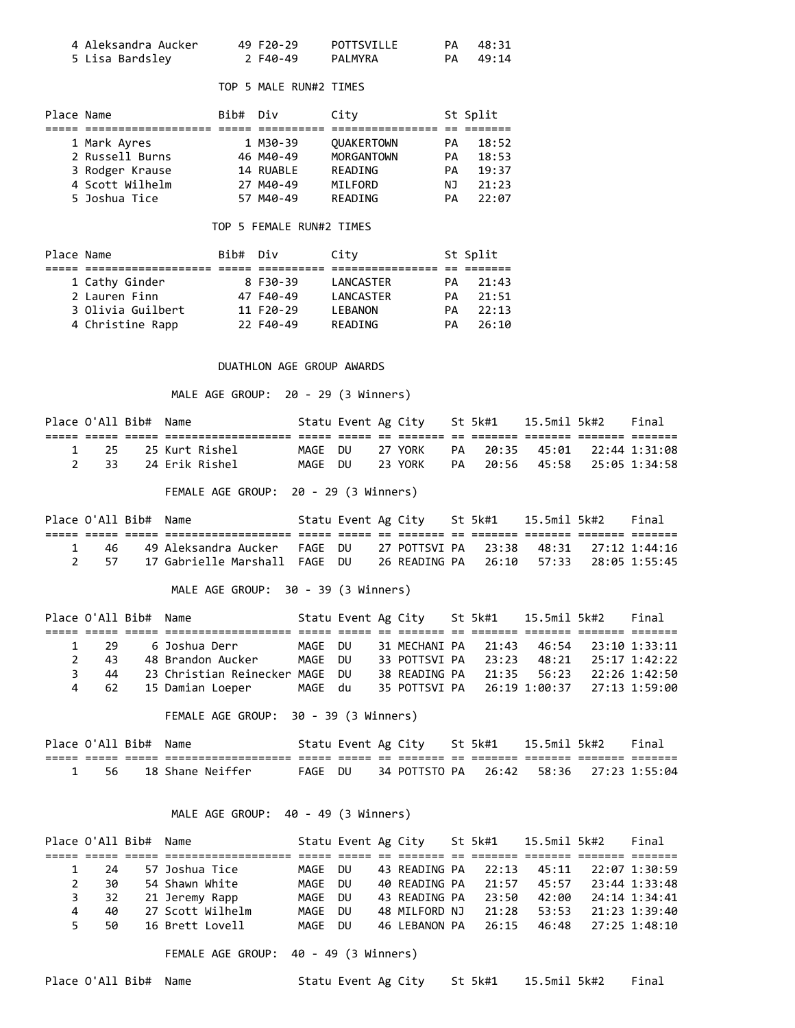| Place | Name | Bib# | Div | City | St | Split |
|---|---|---|---|---|---|---|
| 4 | Aleksandra Aucker | 49 | F20-29 | POTTSVILLE | PA | 48:31 |
| 5 | Lisa Bardsley | 2 | F40-49 | PALMYRA | PA | 49:14 |

### TOP 5 MALE RUN#2 TIMES

| Place | Name | Bib# | Div | City | St | Split |
|---|---|---|---|---|---|---|
| 1 | Mark Ayres | 1 | M30-39 | QUAKERTOWN | PA | 18:52 |
| 2 | Russell Burns | 46 | M40-49 | MORGANTOWN | PA | 18:53 |
| 3 | Rodger Krause | 14 | RUABLE | READING | PA | 19:37 |
| 4 | Scott Wilhelm | 27 | M40-49 | MILFORD | NJ | 21:23 |
| 5 | Joshua Tice | 57 | M40-49 | READING | PA | 22:07 |

### TOP 5 FEMALE RUN#2 TIMES

| Place | Name | Bib# | Div | City | St | Split |
|---|---|---|---|---|---|---|
| 1 | Cathy Ginder | 8 | F30-39 | LANCASTER | PA | 21:43 |
| 2 | Lauren Finn | 47 | F40-49 | LANCASTER | PA | 21:51 |
| 3 | Olivia Guilbert | 11 | F20-29 | LEBANON | PA | 22:13 |
| 4 | Christine Rapp | 22 | F40-49 | READING | PA | 26:10 |

## DUATHLON AGE GROUP AWARDS

### MALE AGE GROUP: 20 - 29 (3 Winners)

| Place | O'All | Bib# | Name | Statu | Event | Ag | City | St | 5k#1 | 15.5mil | 5k#2 | Final |
|---|---|---|---|---|---|---|---|---|---|---|---|---|
| 1 | 25 | 25 | Kurt Rishel | MAGE | DU | 27 | YORK | PA | 20:35 | 45:01 | 22:44 | 1:31:08 |
| 2 | 33 | 24 | Erik Rishel | MAGE | DU | 23 | YORK | PA | 20:56 | 45:58 | 25:05 | 1:34:58 |

### FEMALE AGE GROUP: 20 - 29 (3 Winners)

| Place | O'All | Bib# | Name | Statu | Event | Ag | City | St | 5k#1 | 15.5mil | 5k#2 | Final |
|---|---|---|---|---|---|---|---|---|---|---|---|---|
| 1 | 46 | 49 | Aleksandra Aucker | FAGE | DU | 27 | POTTSVI | PA | 23:38 | 48:31 | 27:12 | 1:44:16 |
| 2 | 57 | 17 | Gabrielle Marshall | FAGE | DU | 26 | READING | PA | 26:10 | 57:33 | 28:05 | 1:55:45 |

### MALE AGE GROUP: 30 - 39 (3 Winners)

| Place | O'All | Bib# | Name | Statu | Event | Ag | City | St | 5k#1 | 15.5mil | 5k#2 | Final |
|---|---|---|---|---|---|---|---|---|---|---|---|---|
| 1 | 29 | 6 | Joshua Derr | MAGE | DU | 31 | MECHANI | PA | 21:43 | 46:54 | 23:10 | 1:33:11 |
| 2 | 43 | 48 | Brandon Aucker | MAGE | DU | 33 | POTTSVI | PA | 23:23 | 48:21 | 25:17 | 1:42:22 |
| 3 | 44 | 23 | Christian Reinecker | MAGE | DU | 38 | READING | PA | 21:35 | 56:23 | 22:26 | 1:42:50 |
| 4 | 62 | 15 | Damian Loeper | MAGE | du | 35 | POTTSVI | PA | 26:19 | 1:00:37 | 27:13 | 1:59:00 |

### FEMALE AGE GROUP: 30 - 39 (3 Winners)

| Place | O'All | Bib# | Name | Statu | Event | Ag | City | St | 5k#1 | 15.5mil | 5k#2 | Final |
|---|---|---|---|---|---|---|---|---|---|---|---|---|
| 1 | 56 | 18 | Shane Neiffer | FAGE | DU | 34 | POTTSTO | PA | 26:42 | 58:36 | 27:23 | 1:55:04 |

### MALE AGE GROUP: 40 - 49 (3 Winners)

| Place | O'All | Bib# | Name | Statu | Event | Ag | City | St | 5k#1 | 15.5mil | 5k#2 | Final |
|---|---|---|---|---|---|---|---|---|---|---|---|---|
| 1 | 24 | 57 | Joshua Tice | MAGE | DU | 43 | READING | PA | 22:13 | 45:11 | 22:07 | 1:30:59 |
| 2 | 30 | 54 | Shawn White | MAGE | DU | 40 | READING | PA | 21:57 | 45:57 | 23:44 | 1:33:48 |
| 3 | 32 | 21 | Jeremy Rapp | MAGE | DU | 43 | READING | PA | 23:50 | 42:00 | 24:14 | 1:34:41 |
| 4 | 40 | 27 | Scott Wilhelm | MAGE | DU | 48 | MILFORD | NJ | 21:28 | 53:53 | 21:23 | 1:39:40 |
| 5 | 50 | 16 | Brett Lovell | MAGE | DU | 46 | LEBANON | PA | 26:15 | 46:48 | 27:25 | 1:48:10 |

### FEMALE AGE GROUP: 40 - 49 (3 Winners)

| Place | O'All | Bib# | Name | Statu | Event | Ag | City | St | 5k#1 | 15.5mil | 5k#2 | Final |
|---|---|---|---|---|---|---|---|---|---|---|---|---|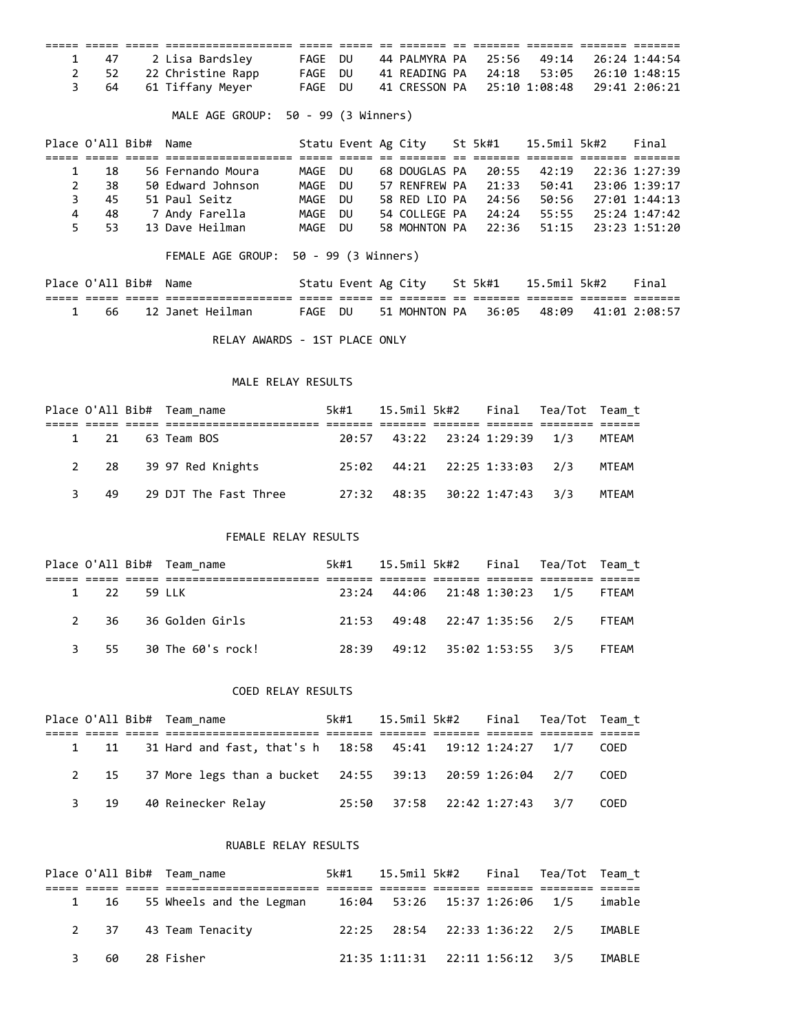| Place | O'All | Bib# | Name | Statu | Event | Ag | City | St | 5k#1 | 15.5mil | 5k#2 | Final |
|---|---|---|---|---|---|---|---|---|---|---|---|---|
| 1 | 47 | 2 | Lisa Bardsley | FAGE | DU | 44 | PALMYRA | PA | 25:56 | 49:14 | 26:24 | 1:44:54 |
| 2 | 52 | 22 | Christine Rapp | FAGE | DU | 41 | READING | PA | 24:18 | 53:05 | 26:10 | 1:48:15 |
| 3 | 64 | 61 | Tiffany Meyer | FAGE | DU | 41 | CRESSON | PA | 25:10 | 1:08:48 | 29:41 | 2:06:21 |

MALE AGE GROUP: 50 - 99 (3 Winners)

| Place | O'All | Bib# | Name | Statu | Event | Ag | City | St | 5k#1 | 15.5mil | 5k#2 | Final |
|---|---|---|---|---|---|---|---|---|---|---|---|---|
| 1 | 18 | 56 | Fernando Moura | MAGE | DU | 68 | DOUGLAS | PA | 20:55 | 42:19 | 22:36 | 1:27:39 |
| 2 | 38 | 50 | Edward Johnson | MAGE | DU | 57 | RENFREW | PA | 21:33 | 50:41 | 23:06 | 1:39:17 |
| 3 | 45 | 51 | Paul Seitz | MAGE | DU | 58 | RED LIO | PA | 24:56 | 50:56 | 27:01 | 1:44:13 |
| 4 | 48 | 7 | Andy Farella | MAGE | DU | 54 | COLLEGE | PA | 24:24 | 55:55 | 25:24 | 1:47:42 |
| 5 | 53 | 13 | Dave Heilman | MAGE | DU | 58 | MOHNTON | PA | 22:36 | 51:15 | 23:23 | 1:51:20 |

FEMALE AGE GROUP: 50 - 99 (3 Winners)

| Place | O'All | Bib# | Name | Statu | Event | Ag | City | St | 5k#1 | 15.5mil | 5k#2 | Final |
|---|---|---|---|---|---|---|---|---|---|---|---|---|
| 1 | 66 | 12 | Janet Heilman | FAGE | DU | 51 | MOHNTON | PA | 36:05 | 48:09 | 41:01 | 2:08:57 |

RELAY AWARDS - 1ST PLACE ONLY

MALE RELAY RESULTS

| Place | O'All | Bib# | Team_name | 5k#1 | 15.5mil | 5k#2 | Final | Tea/Tot | Team_t |
|---|---|---|---|---|---|---|---|---|---|
| 1 | 21 | 63 | Team BOS | 20:57 | 43:22 | 23:24 | 1:29:39 | 1/3 | MTEAM |
| 2 | 28 | 39 | 97 Red Knights | 25:02 | 44:21 | 22:25 | 1:33:03 | 2/3 | MTEAM |
| 3 | 49 | 29 | DJT The Fast Three | 27:32 | 48:35 | 30:22 | 1:47:43 | 3/3 | MTEAM |

FEMALE RELAY RESULTS

| Place | O'All | Bib# | Team_name | 5k#1 | 15.5mil | 5k#2 | Final | Tea/Tot | Team_t |
|---|---|---|---|---|---|---|---|---|---|
| 1 | 22 | 59 | LLK | 23:24 | 44:06 | 21:48 | 1:30:23 | 1/5 | FTEAM |
| 2 | 36 | 36 | Golden Girls | 21:53 | 49:48 | 22:47 | 1:35:56 | 2/5 | FTEAM |
| 3 | 55 | 30 | The 60's rock! | 28:39 | 49:12 | 35:02 | 1:53:55 | 3/5 | FTEAM |

COED RELAY RESULTS

| Place | O'All | Bib# | Team_name | 5k#1 | 15.5mil | 5k#2 | Final | Tea/Tot | Team_t |
|---|---|---|---|---|---|---|---|---|---|
| 1 | 11 | 31 | Hard and fast, that's h | 18:58 | 45:41 | 19:12 | 1:24:27 | 1/7 | COED |
| 2 | 15 | 37 | More legs than a bucket | 24:55 | 39:13 | 20:59 | 1:26:04 | 2/7 | COED |
| 3 | 19 | 40 | Reinecker Relay | 25:50 | 37:58 | 22:42 | 1:27:43 | 3/7 | COED |

RUABLE RELAY RESULTS

| Place | O'All | Bib# | Team_name | 5k#1 | 15.5mil | 5k#2 | Final | Tea/Tot | Team_t |
|---|---|---|---|---|---|---|---|---|---|
| 1 | 16 | 55 | Wheels and the Legman | 16:04 | 53:26 | 15:37 | 1:26:06 | 1/5 | imable |
| 2 | 37 | 43 | Team Tenacity | 22:25 | 28:54 | 22:33 | 1:36:22 | 2/5 | IMABLE |
| 3 | 60 | 28 | Fisher | 21:35 | 1:11:31 | 22:11 | 1:56:12 | 3/5 | IMABLE |